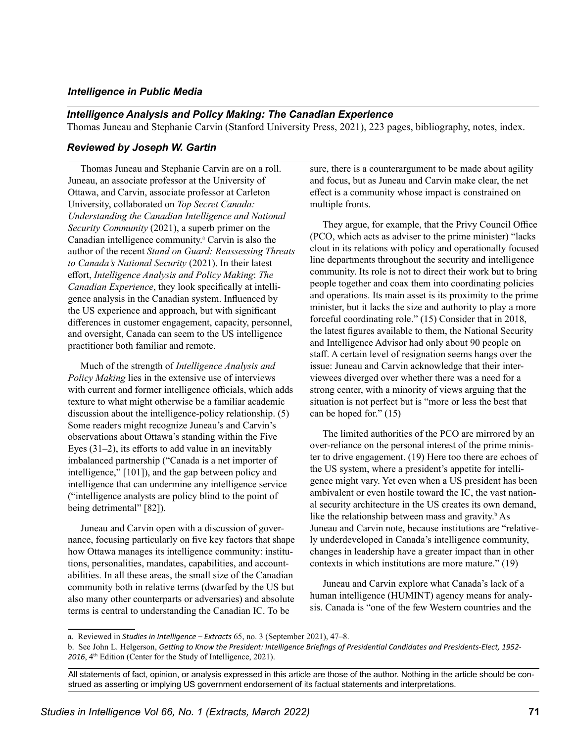## Intelligence in Public Media

### Intelligence Analysis and Policy Making: The Canadian Experience

Thomas Juneau and Stephanie Carvin (Stanford University Press, 2021), 223 pages, bibliography, notes, index.

### Reviewed by Joseph W. Gartin

Thomas Juneau and Stephanie Carvin are on a roll. Juneau, an associate professor at the University of Ottawa, and Carvin, associate professor at Carleton University, collaborated on *Top Secret Canada: Understanding the Canadian Intelligence and National Security Community* (2021), a superb primer on the Canadian intelligence community.[a] Carvin is also the author of the recent *Stand on Guard: Reassessing Threats to Canada's National Security* (2021). In their latest effort, *Intelligence Analysis and Policy Making*: *The Canadian Experience*, they look specifically at intelligence analysis in the Canadian system. Influenced by the US experience and approach, but with significant differences in customer engagement, capacity, personnel, and oversight, Canada can seem to the US intelligence practitioner both familiar and remote.

Much of the strength of *Intelligence Analysis and Policy Making* lies in the extensive use of interviews with current and former intelligence officials, which adds texture to what might otherwise be a familiar academic discussion about the intelligence-policy relationship. (5) Some readers might recognize Juneau's and Carvin's observations about Ottawa's standing within the Five Eyes (31–2), its efforts to add value in an inevitably imbalanced partnership ("Canada is a net importer of intelligence," [101]), and the gap between policy and intelligence that can undermine any intelligence service ("intelligence analysts are policy blind to the point of being detrimental" [82]).

Juneau and Carvin open with a discussion of governance, focusing particularly on five key factors that shape how Ottawa manages its intelligence community: institutions, personalities, mandates, capabilities, and accountabilities. In all these areas, the small size of the Canadian community both in relative terms (dwarfed by the US but also many other counterparts or adversaries) and absolute terms is central to understanding the Canadian IC. To be sure, there is a counterargument to be made about agility and focus, but as Juneau and Carvin make clear, the net effect is a community whose impact is constrained on multiple fronts.

They argue, for example, that the Privy Council Office (PCO, which acts as adviser to the prime minister) "lacks clout in its relations with policy and operationally focused line departments throughout the security and intelligence community. Its role is not to direct their work but to bring people together and coax them into coordinating policies and operations. Its main asset is its proximity to the prime minister, but it lacks the size and authority to play a more forceful coordinating role." (15) Consider that in 2018, the latest figures available to them, the National Security and Intelligence Advisor had only about 90 people on staff. A certain level of resignation seems hangs over the issue: Juneau and Carvin acknowledge that their interviewees diverged over whether there was a need for a strong center, with a minority of views arguing that the situation is not perfect but is "more or less the best that can be hoped for." (15)

The limited authorities of the PCO are mirrored by an over-reliance on the personal interest of the prime minister to drive engagement. (19) Here too there are echoes of the US system, where a president's appetite for intelligence might vary. Yet even when a US president has been ambivalent or even hostile toward the IC, the vast national security architecture in the US creates its own demand, like the relationship between mass and gravity.[b] As Juneau and Carvin note, because institutions are "relatively underdeveloped in Canada's intelligence community, changes in leadership have a greater impact than in other contexts in which institutions are more mature." (19)

Juneau and Carvin explore what Canada's lack of a human intelligence (HUMINT) agency means for analysis. Canada is "one of the few Western countries and the

---

a. Reviewed in *Studies in Intelligence – Extracts* 65, no. 3 (September 2021), 47–8.

b. See John L. Helgerson, *Getting to Know the President: Intelligence Briefings of Presidential Candidates and Presidents-Elect, 1952-2016*, 4th Edition (Center for the Study of Intelligence, 2021).

All statements of fact, opinion, or analysis expressed in this article are those of the author. Nothing in the article should be construed as asserting or implying US government endorsement of its factual statements and interpretations.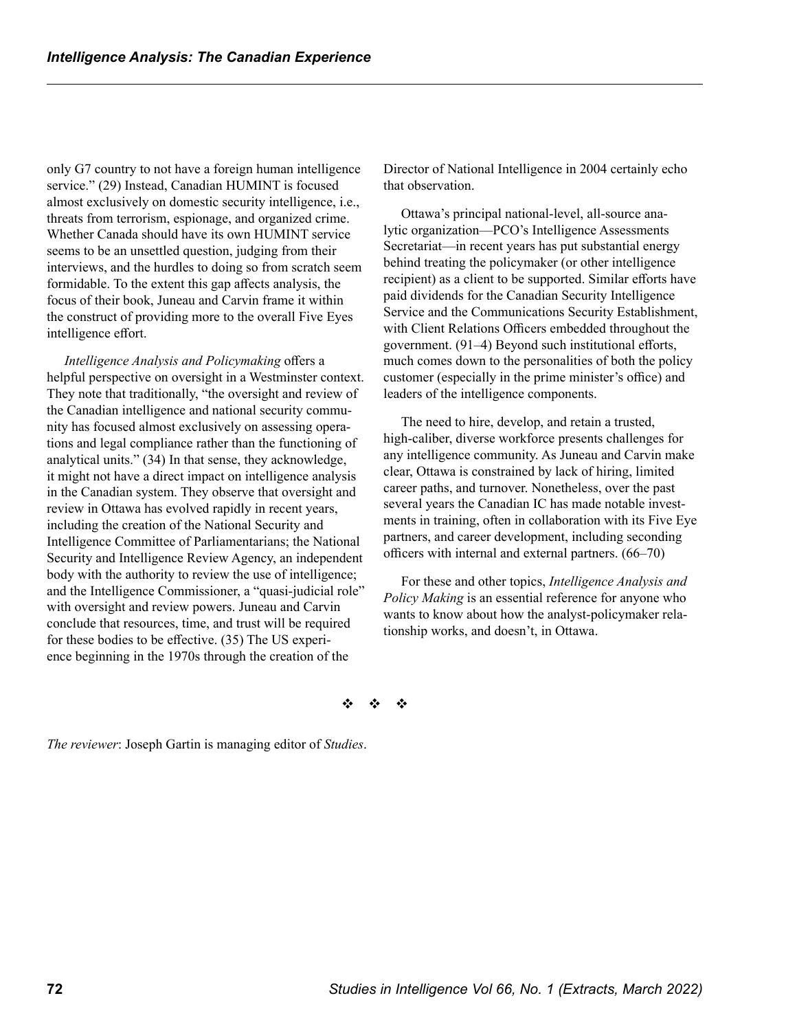only G7 country to not have a foreign human intelligence service." (29) Instead, Canadian HUMINT is focused almost exclusively on domestic security intelligence, i.e., threats from terrorism, espionage, and organized crime. Whether Canada should have its own HUMINT service seems to be an unsettled question, judging from their interviews, and the hurdles to doing so from scratch seem formidable. To the extent this gap affects analysis, the focus of their book, Juneau and Carvin frame it within the construct of providing more to the overall Five Eyes intelligence effort.

*Intelligence Analysis and Policymaking* offers a helpful perspective on oversight in a Westminster context. They note that traditionally, "the oversight and review of the Canadian intelligence and national security community has focused almost exclusively on assessing operations and legal compliance rather than the functioning of analytical units." (34) In that sense, they acknowledge, it might not have a direct impact on intelligence analysis in the Canadian system. They observe that oversight and review in Ottawa has evolved rapidly in recent years, including the creation of the National Security and Intelligence Committee of Parliamentarians; the National Security and Intelligence Review Agency, an independent body with the authority to review the use of intelligence; and the Intelligence Commissioner, a "quasi-judicial role" with oversight and review powers. Juneau and Carvin conclude that resources, time, and trust will be required for these bodies to be effective. (35) The US experience beginning in the 1970s through the creation of the Director of National Intelligence in 2004 certainly echo that observation.

Ottawa's principal national-level, all-source analytic organization—PCO's Intelligence Assessments Secretariat—in recent years has put substantial energy behind treating the policymaker (or other intelligence recipient) as a client to be supported. Similar efforts have paid dividends for the Canadian Security Intelligence Service and the Communications Security Establishment, with Client Relations Officers embedded throughout the government. (91–4) Beyond such institutional efforts, much comes down to the personalities of both the policy customer (especially in the prime minister's office) and leaders of the intelligence components.

The need to hire, develop, and retain a trusted, high-caliber, diverse workforce presents challenges for any intelligence community. As Juneau and Carvin make clear, Ottawa is constrained by lack of hiring, limited career paths, and turnover. Nonetheless, over the past several years the Canadian IC has made notable investments in training, often in collaboration with its Five Eye partners, and career development, including seconding officers with internal and external partners. (66–70)

For these and other topics, *Intelligence Analysis and Policy Making* is an essential reference for anyone who wants to know about how the analyst-policymaker relationship works, and doesn't, in Ottawa.

❖ ❖ ❖

*The reviewer*: Joseph Gartin is managing editor of *Studies*.